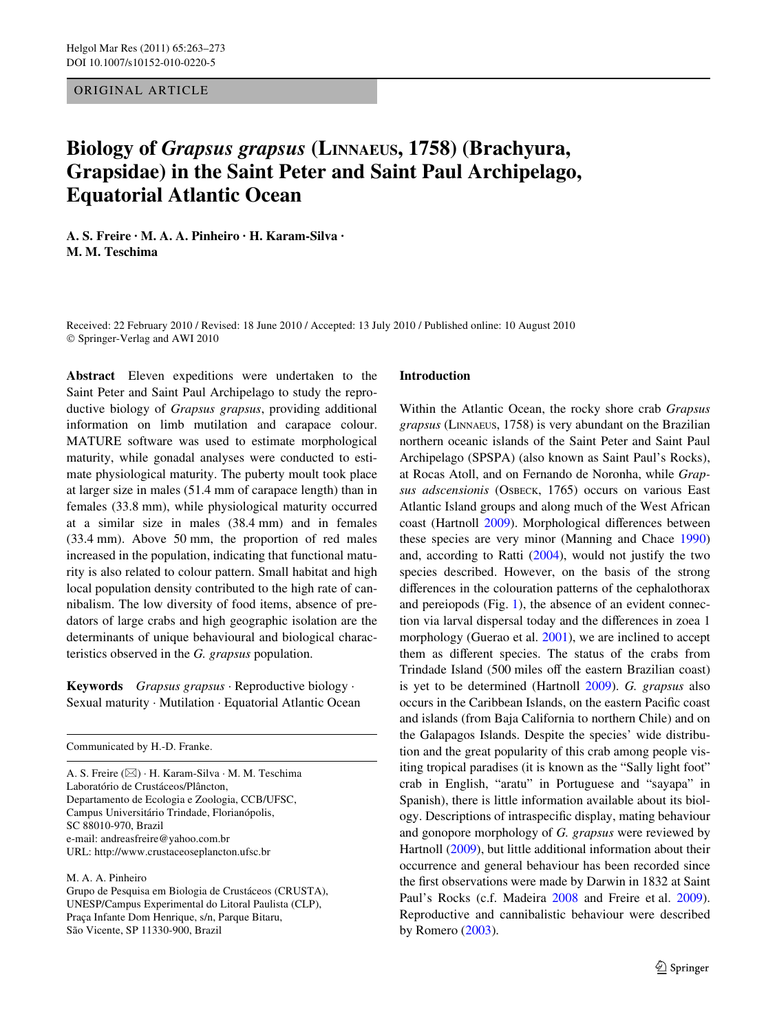ORIGINAL ARTICLE

# Biology of *Grapsus grapsus* (Linnaeus, 1758) (Brachyura, Grapsidae) in the Saint Peter and Saint Paul Archipelago, Equatorial Atlantic Ocean

**A. S. Freire · M. A. A. Pinheiro · H. Karam-Silva · M. M. Teschima**

Received: 22 February 2010 / Revised: 18 June 2010 / Accepted: 13 July 2010 / Published online: 10 August 2010
© Springer-Verlag and AWI 2010

**Abstract** Eleven expeditions were undertaken to the Saint Peter and Saint Paul Archipelago to study the reproductive biology of *Grapsus grapsus*, providing additional information on limb mutilation and carapace colour. MATURE software was used to estimate morphological maturity, while gonadal analyses were conducted to estimate physiological maturity. The puberty moult took place at larger size in males (51.4 mm of carapace length) than in females (33.8 mm), while physiological maturity occurred at a similar size in males (38.4 mm) and in females (33.4 mm). Above 50 mm, the proportion of red males increased in the population, indicating that functional maturity is also related to colour pattern. Small habitat and high local population density contributed to the high rate of cannibalism. The low diversity of food items, absence of predators of large crabs and high geographic isolation are the determinants of unique behavioural and biological characteristics observed in the *G. grapsus* population.

**Keywords** *Grapsus grapsus* · Reproductive biology · Sexual maturity · Mutilation · Equatorial Atlantic Ocean

Communicated by H.-D. Franke.

A. S. Freire (✉) · H. Karam-Silva · M. M. Teschima
Laboratório de Crustáceos/Plâncton,
Departamento de Ecologia e Zoologia, CCB/UFSC,
Campus Universitário Trindade, Florianópolis,
SC 88010-970, Brazil
e-mail: andreasfreire@yahoo.com.br
URL: http://www.crustaceoseplancton.ufsc.br

M. A. A. Pinheiro
Grupo de Pesquisa em Biologia de Crustáceos (CRUSTA),
UNESP/Campus Experimental do Litoral Paulista (CLP),
Praça Infante Dom Henrique, s/n, Parque Bitaru,
São Vicente, SP 11330-900, Brazil

## Introduction

Within the Atlantic Ocean, the rocky shore crab *Grapsus grapsus* (Linnaeus, 1758) is very abundant on the Brazilian northern oceanic islands of the Saint Peter and Saint Paul Archipelago (SPSPA) (also known as Saint Paul's Rocks), at Rocas Atoll, and on Fernando de Noronha, while *Grapsus adscensionis* (Osbeck, 1765) occurs on various East Atlantic Island groups and along much of the West African coast (Hartnoll 2009). Morphological differences between these species are very minor (Manning and Chace 1990) and, according to Ratti (2004), would not justify the two species described. However, on the basis of the strong differences in the colouration patterns of the cephalothorax and pereiopods (Fig. 1), the absence of an evident connection via larval dispersal today and the differences in zoea 1 morphology (Guerao et al. 2001), we are inclined to accept them as different species. The status of the crabs from Trindade Island (500 miles off the eastern Brazilian coast) is yet to be determined (Hartnoll 2009). *G. grapsus* also occurs in the Caribbean Islands, on the eastern Pacific coast and islands (from Baja California to northern Chile) and on the Galapagos Islands. Despite the species' wide distribution and the great popularity of this crab among people visiting tropical paradises (it is known as the "Sally light foot" crab in English, "aratu" in Portuguese and "sayapa" in Spanish), there is little information available about its biology. Descriptions of intraspecific display, mating behaviour and gonopore morphology of *G. grapsus* were reviewed by Hartnoll (2009), but little additional information about their occurrence and general behaviour has been recorded since the first observations were made by Darwin in 1832 at Saint Paul's Rocks (c.f. Madeira 2008 and Freire et al. 2009). Reproductive and cannibalistic behaviour were described by Romero (2003).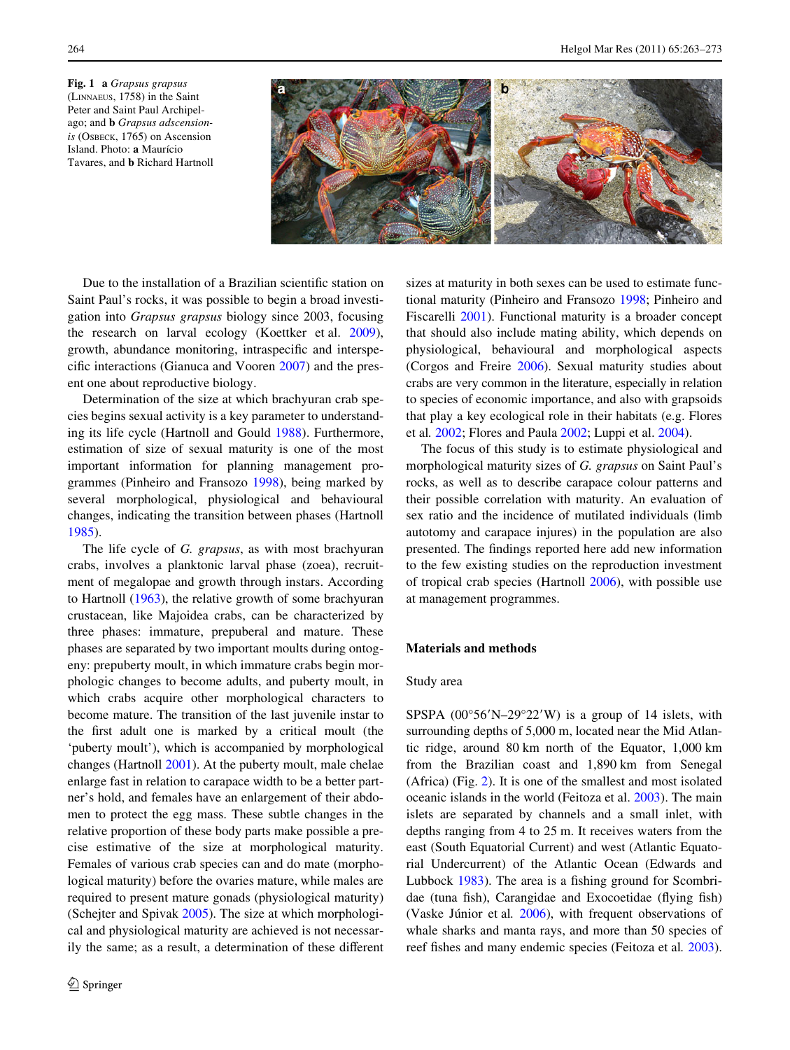**Fig. 1** **a** *Grapsus grapsus* (Linnaeus, 1758) in the Saint Peter and Saint Paul Archipelago; and **b** *Grapsus adscensionis* (Osbeck, 1765) on Ascension Island. Photo: **a** Maurício Tavares, and **b** Richard Hartnoll

Due to the installation of a Brazilian scientific station on Saint Paul's rocks, it was possible to begin a broad investigation into *Grapsus grapsus* biology since 2003, focusing the research on larval ecology (Koettker et al. 2009), growth, abundance monitoring, intraspecific and interspecific interactions (Gianuca and Vooren 2007) and the present one about reproductive biology.

Determination of the size at which brachyuran crab species begins sexual activity is a key parameter to understanding its life cycle (Hartnoll and Gould 1988). Furthermore, estimation of size of sexual maturity is one of the most important information for planning management programmes (Pinheiro and Fransozo 1998), being marked by several morphological, physiological and behavioural changes, indicating the transition between phases (Hartnoll 1985).

The life cycle of *G. grapsus*, as with most brachyuran crabs, involves a planktonic larval phase (zoea), recruitment of megalopae and growth through instars. According to Hartnoll (1963), the relative growth of some brachyuran crustacean, like Majoidea crabs, can be characterized by three phases: immature, prepuberal and mature. These phases are separated by two important moults during ontogeny: prepuberty moult, in which immature crabs begin morphologic changes to become adults, and puberty moult, in which crabs acquire other morphological characters to become mature. The transition of the last juvenile instar to the first adult one is marked by a critical moult (the 'puberty moult'), which is accompanied by morphological changes (Hartnoll 2001). At the puberty moult, male chelae enlarge fast in relation to carapace width to be a better partner's hold, and females have an enlargement of their abdomen to protect the egg mass. These subtle changes in the relative proportion of these body parts make possible a precise estimative of the size at morphological maturity. Females of various crab species can and do mate (morphological maturity) before the ovaries mature, while males are required to present mature gonads (physiological maturity) (Schejter and Spivak 2005). The size at which morphological and physiological maturity are achieved is not necessarily the same; as a result, a determination of these different sizes at maturity in both sexes can be used to estimate functional maturity (Pinheiro and Fransozo 1998; Pinheiro and Fiscarelli 2001). Functional maturity is a broader concept that should also include mating ability, which depends on physiological, behavioural and morphological aspects (Corgos and Freire 2006). Sexual maturity studies about crabs are very common in the literature, especially in relation to species of economic importance, and also with grapsoids that play a key ecological role in their habitats (e.g. Flores et al. 2002; Flores and Paula 2002; Luppi et al. 2004).

The focus of this study is to estimate physiological and morphological maturity sizes of *G. grapsus* on Saint Paul's rocks, as well as to describe carapace colour patterns and their possible correlation with maturity. An evaluation of sex ratio and the incidence of mutilated individuals (limb autotomy and carapace injures) in the population are also presented. The findings reported here add new information to the few existing studies on the reproduction investment of tropical crab species (Hartnoll 2006), with possible use at management programmes.

## Materials and methods

### Study area

SPSPA (00°56′N–29°22′W) is a group of 14 islets, with surrounding depths of 5,000 m, located near the Mid Atlantic ridge, around 80 km north of the Equator, 1,000 km from the Brazilian coast and 1,890 km from Senegal (Africa) (Fig. 2). It is one of the smallest and most isolated oceanic islands in the world (Feitoza et al. 2003). The main islets are separated by channels and a small inlet, with depths ranging from 4 to 25 m. It receives waters from the east (South Equatorial Current) and west (Atlantic Equatorial Undercurrent) of the Atlantic Ocean (Edwards and Lubbock 1983). The area is a fishing ground for Scombridae (tuna fish), Carangidae and Exocoetidae (flying fish) (Vaske Júnior et al. 2006), with frequent observations of whale sharks and manta rays, and more than 50 species of reef fishes and many endemic species (Feitoza et al. 2003).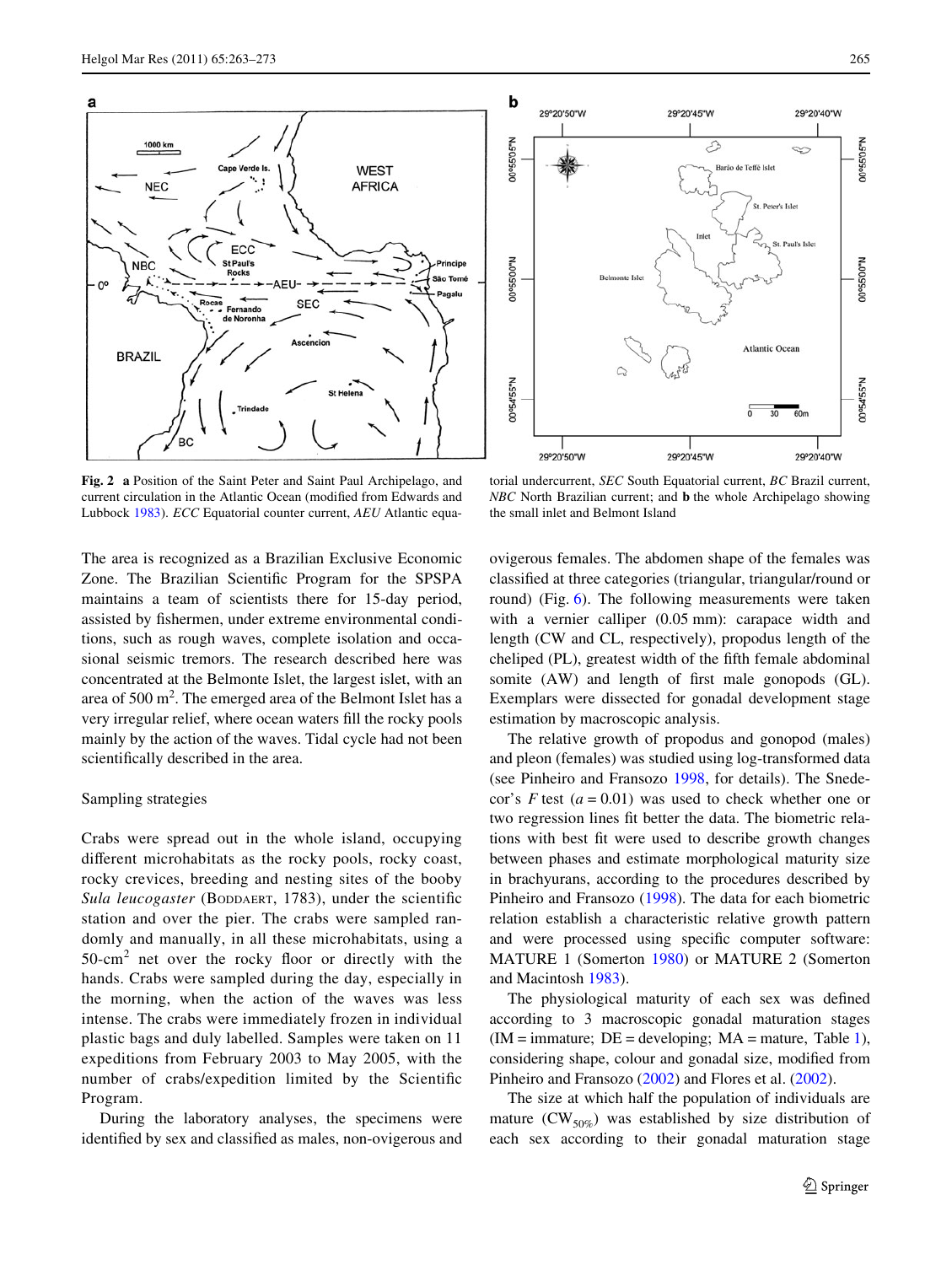**Fig. 2** **a** Position of the Saint Peter and Saint Paul Archipelago, and current circulation in the Atlantic Ocean (modified from Edwards and Lubbock 1983). *ECC* Equatorial counter current, *AEU* Atlantic equatorial undercurrent, *SEC* South Equatorial current, *BC* Brazil current, *NBC* North Brazilian current; and **b** the whole Archipelago showing the small inlet and Belmont Island

The area is recognized as a Brazilian Exclusive Economic Zone. The Brazilian Scientific Program for the SPSPA maintains a team of scientists there for 15-day period, assisted by fishermen, under extreme environmental conditions, such as rough waves, complete isolation and occasional seismic tremors. The research described here was concentrated at the Belmonte Islet, the largest islet, with an area of 500 $m^2$. The emerged area of the Belmont Islet has a very irregular relief, where ocean waters fill the rocky pools mainly by the action of the waves. Tidal cycle had not been scientifically described in the area.

Sampling strategies

Crabs were spread out in the whole island, occupying different microhabitats as the rocky pools, rocky coast, rocky crevices, breeding and nesting sites of the booby *Sula leucogaster* (Boddaert, 1783), under the scientific station and over the pier. The crabs were sampled randomly and manually, in all these microhabitats, using a 50-$cm^2$ net over the rocky floor or directly with the hands. Crabs were sampled during the day, especially in the morning, when the action of the waves was less intense. The crabs were immediately frozen in individual plastic bags and duly labelled. Samples were taken on 11 expeditions from February 2003 to May 2005, with the number of crabs/expedition limited by the Scientific Program.

During the laboratory analyses, the specimens were identified by sex and classified as males, non-ovigerous and ovigerous females. The abdomen shape of the females was classified at three categories (triangular, triangular/round or round) (Fig. 6). The following measurements were taken with a vernier calliper (0.05 mm): carapace width and length (CW and CL, respectively), propodus length of the cheliped (PL), greatest width of the fifth female abdominal somite (AW) and length of first male gonopods (GL). Exemplars were dissected for gonadal development stage estimation by macroscopic analysis.

The relative growth of propodus and gonopod (males) and pleon (females) was studied using log-transformed data (see Pinheiro and Fransozo 1998, for details). The Snedecor's *F* test ($a = 0.01$) was used to check whether one or two regression lines fit better the data. The biometric relations with best fit were used to describe growth changes between phases and estimate morphological maturity size in brachyurans, according to the procedures described by Pinheiro and Fransozo (1998). The data for each biometric relation establish a characteristic relative growth pattern and were processed using specific computer software: MATURE 1 (Somerton 1980) or MATURE 2 (Somerton and Macintosh 1983).

The physiological maturity of each sex was defined according to 3 macroscopic gonadal maturation stages (IM = immature; DE = developing; MA = mature, Table 1), considering shape, colour and gonadal size, modified from Pinheiro and Fransozo (2002) and Flores et al. (2002).

The size at which half the population of individuals are mature ($CW_{50\%}$) was established by size distribution of each sex according to their gonadal maturation stage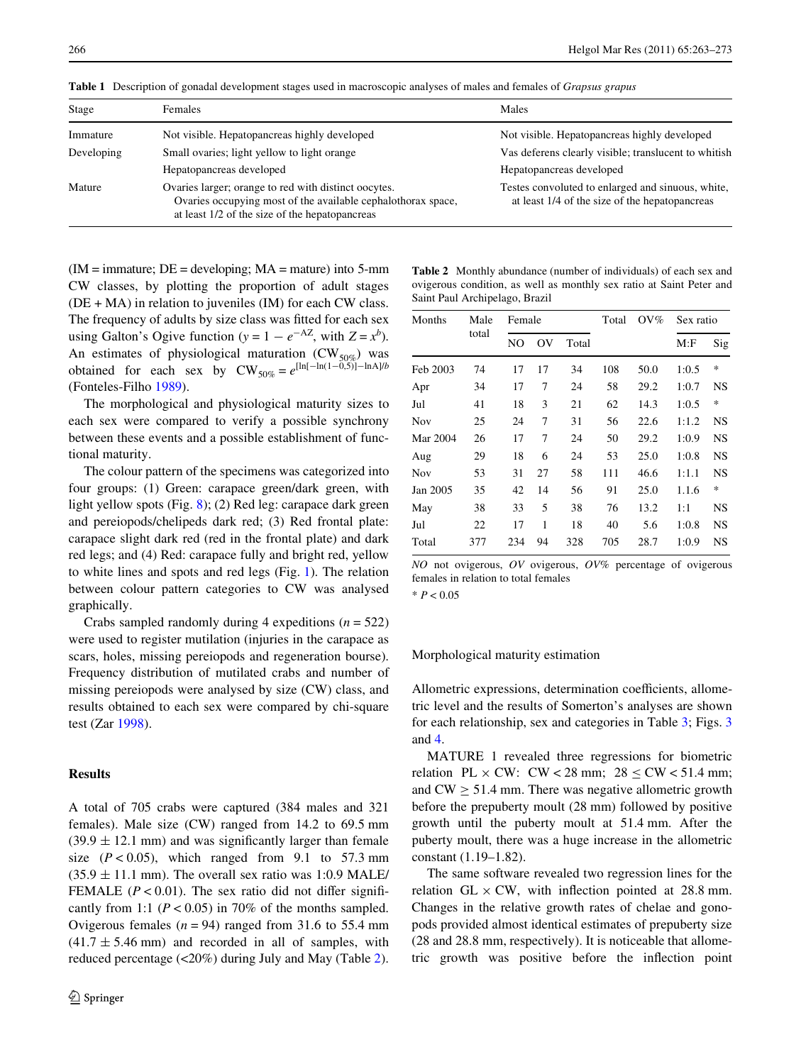**Table 1** Description of gonadal development stages used in macroscopic analyses of males and females of *Grapsus grapus*

| Stage | Females | Males |
|---|---|---|
| Immature | Not visible. Hepatopancreas highly developed | Not visible. Hepatopancreas highly developed |
| Developing | Small ovaries; light yellow to light orange | Vas deferens clearly visible; translucent to whitish |
| | Hepatopancreas developed | Hepatopancreas developed |
| Mature | Ovaries larger; orange to red with distinct oocytes. Ovaries occupying most of the available cephalothorax space, at least 1/2 of the size of the hepatopancreas | Testes convoluted to enlarged and sinuous, white, at least 1/4 of the size of the hepatopancreas |

(IM = immature; DE = developing; MA = mature) into 5-mm CW classes, by plotting the proportion of adult stages (DE + MA) in relation to juveniles (IM) for each CW class. The frequency of adults by size class was fitted for each sex using Galton's Ogive function ($y = 1 - e^{-AZ}$, with $Z = x^b$). An estimates of physiological maturation ($CW_{50\%}$) was obtained for each sex by $CW_{50\%} = e^{[\ln[-\ln(1-0,5)] - \ln A]/b}$ (Fonteles-Filho 1989).

The morphological and physiological maturity sizes to each sex were compared to verify a possible synchrony between these events and a possible establishment of functional maturity.

The colour pattern of the specimens was categorized into four groups: (1) Green: carapace green/dark green, with light yellow spots (Fig. 8); (2) Red leg: carapace dark green and pereiopods/chelipeds dark red; (3) Red frontal plate: carapace slight dark red (red in the frontal plate) and dark red legs; and (4) Red: carapace fully and bright red, yellow to white lines and spots and red legs (Fig. 1). The relation between colour pattern categories to CW was analysed graphically.

Crabs sampled randomly during 4 expeditions ($n = 522$) were used to register mutilation (injuries in the carapace as scars, holes, missing pereiopods and regeneration bourse). Frequency distribution of mutilated crabs and number of missing pereiopods were analysed by size (CW) class, and results obtained to each sex were compared by chi-square test (Zar 1998).

## Results

A total of 705 crabs were captured (384 males and 321 females). Male size (CW) ranged from 14.2 to 69.5 mm (39.9 ± 12.1 mm) and was significantly larger than female size ($P < 0.05$), which ranged from 9.1 to 57.3 mm (35.9 ± 11.1 mm). The overall sex ratio was 1:0.9 MALE/FEMALE ($P < 0.01$). The sex ratio did not differ significantly from 1:1 ($P < 0.05$) in 70% of the months sampled. Ovigerous females ($n = 94$) ranged from 31.6 to 55.4 mm (41.7 ± 5.46 mm) and recorded in all of samples, with reduced percentage (<20%) during July and May (Table 2).

**Table 2** Monthly abundance (number of individuals) of each sex and ovigerous condition, as well as monthly sex ratio at Saint Peter and Saint Paul Archipelago, Brazil

| Months | Male total | Female | | | Total | OV% | Sex ratio | |
|---|---|---|---|---|---|---|---|---|
| | | NO | OV | Total | | | M:F | Sig |
| Feb 2003 | 74 | 17 | 17 | 34 | 108 | 50.0 | 1:0.5 | * |
| Apr | 34 | 17 | 7 | 24 | 58 | 29.2 | 1:0.7 | NS |
| Jul | 41 | 18 | 3 | 21 | 62 | 14.3 | 1:0.5 | * |
| Nov | 25 | 24 | 7 | 31 | 56 | 22.6 | 1:1.2 | NS |
| Mar 2004 | 26 | 17 | 7 | 24 | 50 | 29.2 | 1:0.9 | NS |
| Aug | 29 | 18 | 6 | 24 | 53 | 25.0 | 1:0.8 | NS |
| Nov | 53 | 31 | 27 | 58 | 111 | 46.6 | 1:1.1 | NS |
| Jan 2005 | 35 | 42 | 14 | 56 | 91 | 25.0 | 1.1.6 | * |
| May | 38 | 33 | 5 | 38 | 76 | 13.2 | 1:1 | NS |
| Jul | 22 | 17 | 1 | 18 | 40 | 5.6 | 1:0.8 | NS |
| Total | 377 | 234 | 94 | 328 | 705 | 28.7 | 1:0.9 | NS |

*NO* not ovigerous, *OV* ovigerous, *OV%* percentage of ovigerous females in relation to total females

* $P < 0.05$

### Morphological maturity estimation

Allometric expressions, determination coefficients, allometric level and the results of Somerton's analyses are shown for each relationship, sex and categories in Table 3; Figs. 3 and 4.

MATURE 1 revealed three regressions for biometric relation PL × CW: CW < 28 mm; 28 ≤ CW < 51.4 mm; and CW ≥ 51.4 mm. There was negative allometric growth before the prepuberty moult (28 mm) followed by positive growth until the puberty moult at 51.4 mm. After the puberty moult, there was a huge increase in the allometric constant (1.19–1.82).

The same software revealed two regression lines for the relation GL × CW, with inflection pointed at 28.8 mm. Changes in the relative growth rates of chelae and gonopods provided almost identical estimates of prepuberty size (28 and 28.8 mm, respectively). It is noticeable that allometric growth was positive before the inflection point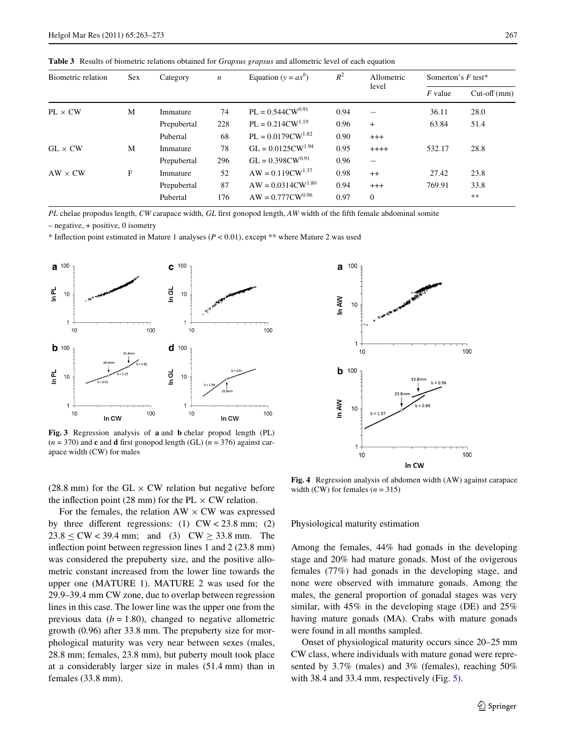**Table 3** Results of biometric relations obtained for *Grapsus grapsus* and allometric level of each equation

| Biometric relation | Sex | Category | $n$ | Equation ($y = ax^b$) | $R^2$ | Allometric level | Somerton's $F$ test* | |
|---|---|---|---|---|---|---|---|---|
| | | | | | | | $F$ value | Cut-off (mm) |
| PL × CW | M | Immature | 74 | $PL = 0.544CW^{0.91}$ | 0.94 | − | 36.11 | 28.0 |
| | | Prepubertal | 228 | $PL = 0.214CW^{1.19}$ | 0.96 | + | 63.84 | 51.4 |
| | | Pubertal | 68 | $PL = 0.0179CW^{1.82}$ | 0.90 | +++ | | |
| GL × CW | M | Immature | 78 | $GL = 0.0125CW^{1.94}$ | 0.95 | ++++ | 532.17 | 28.8 |
| | | Prepubertal | 296 | $GL = 0.398CW^{0.91}$ | 0.96 | − | | |
| AW × CW | F | Immature | 52 | $AW = 0.119CW^{1.37}$ | 0.98 | ++ | 27.42 | 23.8 |
| | | Prepubertal | 87 | $AW = 0.0314CW^{1.80}$ | 0.94 | +++ | 769.91 | 33.8 |
| | | Pubertal | 176 | $AW = 0.777CW^{0.96}$ | 0.97 | 0 | | ** |

*PL* chelae propodus length, *CW* carapace width, *GL* first gonopod length, *AW* width of the fifth female abdominal somite

– negative, + positive, 0 isometry

* Inflection point estimated in Mature 1 analyses ($P < 0.01$), except ** where Mature 2 was used

**Fig. 3** Regression analysis of **a** and **b** chelar propod length (PL) ($n = 370$) and **c** and **d** first gonopod length (GL) ($n = 376$) against carapace width (CW) for males

**Fig. 4** Regression analysis of abdomen width (AW) against carapace width (CW) for females ($n = 315$)

(28.8 mm) for the GL × CW relation but negative before the inflection point (28 mm) for the PL × CW relation.

For the females, the relation AW × CW was expressed by three different regressions: (1) CW < 23.8 mm; (2) 23.8 ≤ CW < 39.4 mm; and (3) CW ≥ 33.8 mm. The inflection point between regression lines 1 and 2 (23.8 mm) was considered the prepuberty size, and the positive allometric constant increased from the lower line towards the upper one (MATURE 1). MATURE 2 was used for the 29.9–39.4 mm CW zone, due to overlap between regression lines in this case. The lower line was the upper one from the previous data ($b = 1.80$), changed to negative allometric growth (0.96) after 33.8 mm. The prepuberty size for morphological maturity was very near between sexes (males, 28.8 mm; females, 23.8 mm), but puberty moult took place at a considerably larger size in males (51.4 mm) than in females (33.8 mm).

## Physiological maturity estimation

Among the females, 44% had gonads in the developing stage and 20% had mature gonads. Most of the ovigerous females (77%) had gonads in the developing stage, and none were observed with immature gonads. Among the males, the general proportion of gonadal stages was very similar, with 45% in the developing stage (DE) and 25% having mature gonads (MA). Crabs with mature gonads were found in all months sampled.

Onset of physiological maturity occurs since 20–25 mm CW class, where individuals with mature gonad were represented by 3.7% (males) and 3% (females), reaching 50% with 38.4 and 33.4 mm, respectively (Fig. 5).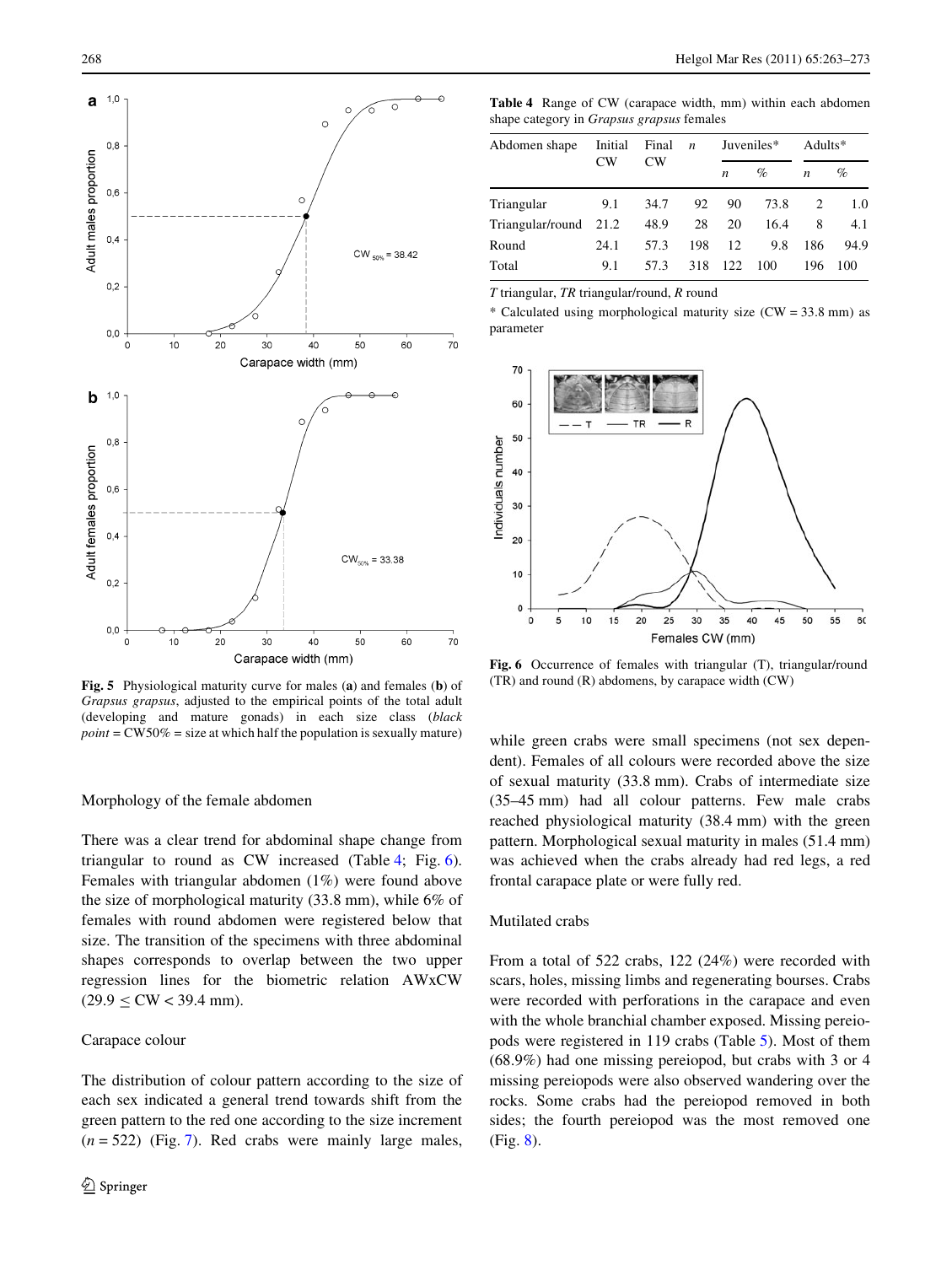Fig. 5 Physiological maturity curve for males (**a**) and females (**b**) of *Grapsus grapsus*, adjusted to the empirical points of the total adult (developing and mature gonads) in each size class (*black point* = CW50% = size at which half the population is sexually mature)

### Morphology of the female abdomen

There was a clear trend for abdominal shape change from triangular to round as CW increased (Table 4; Fig. 6). Females with triangular abdomen (1%) were found above the size of morphological maturity (33.8 mm), while 6% of females with round abdomen were registered below that size. The transition of the specimens with three abdominal shapes corresponds to overlap between the two upper regression lines for the biometric relation AWxCW ($29.9 \leq CW < 39.4$ mm).

### Carapace colour

The distribution of colour pattern according to the size of each sex indicated a general trend towards shift from the green pattern to the red one according to the size increment ($n = 522$) (Fig. 7). Red crabs were mainly large males, while green crabs were small specimens (not sex dependent). Females of all colours were recorded above the size of sexual maturity (33.8 mm). Crabs of intermediate size (35–45 mm) had all colour patterns. Few male crabs reached physiological maturity (38.4 mm) with the green pattern. Morphological sexual maturity in males (51.4 mm) was achieved when the crabs already had red legs, a red frontal carapace plate or were fully red.

**Table 4** Range of CW (carapace width, mm) within each abdomen shape category in *Grapsus grapsus* females

| Abdomen shape | Initial CW | Final CW | *n* | Juveniles* | | Adults* | |
|---|---|---|---|---|---|---|---|
| | | | | *n* | % | *n* | % |
| Triangular | 9.1 | 34.7 | 92 | 90 | 73.8 | 2 | 1.0 |
| Triangular/round | 21.2 | 48.9 | 28 | 20 | 16.4 | 8 | 4.1 |
| Round | 24.1 | 57.3 | 198 | 12 | 9.8 | 186 | 94.9 |
| Total | 9.1 | 57.3 | 318 | 122 | 100 | 196 | 100 |

*T* triangular, *TR* triangular/round, *R* round

\* Calculated using morphological maturity size (CW = 33.8 mm) as parameter

Fig. 6 Occurrence of females with triangular (T), triangular/round (TR) and round (R) abdomens, by carapace width (CW)

### Mutilated crabs

From a total of 522 crabs, 122 (24%) were recorded with scars, holes, missing limbs and regenerating bourses. Crabs were recorded with perforations in the carapace and even with the whole branchial chamber exposed. Missing pereiopods were registered in 119 crabs (Table 5). Most of them (68.9%) had one missing pereiopod, but crabs with 3 or 4 missing pereiopods were also observed wandering over the rocks. Some crabs had the pereiopod removed in both sides; the fourth pereiopod was the most removed one (Fig. 8).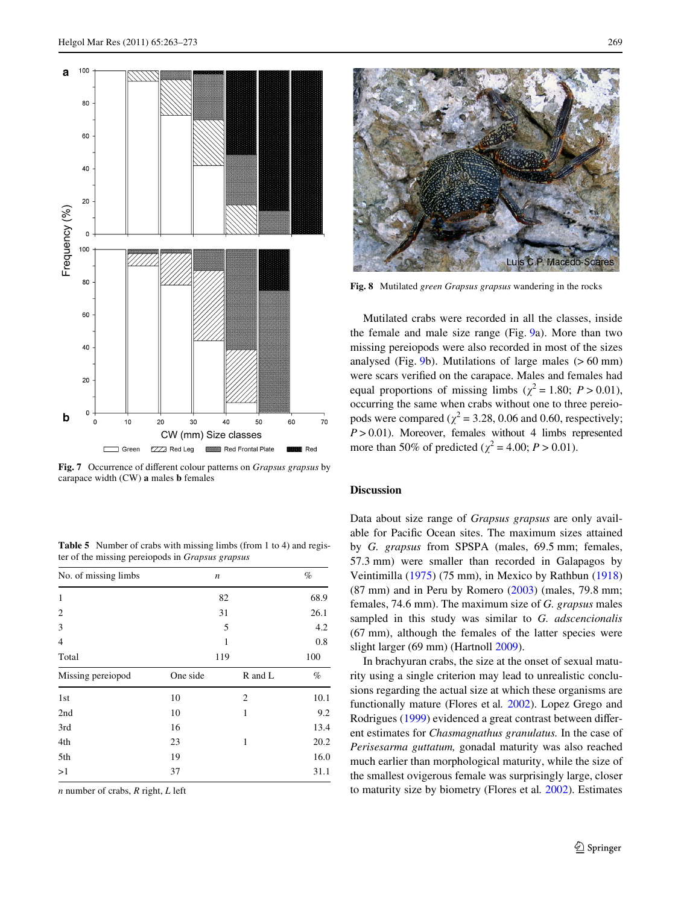Fig. 7 Occurrence of different colour patterns on *Grapsus grapsus* by carapace width (CW) **a** males **b** females

Table 5 Number of crabs with missing limbs (from 1 to 4) and register of the missing pereiopods in *Grapsus grapsus*

| No. of missing limbs | *n* | | % |
|---|---|---|---|
| 1 | 82 | | 68.9 |
| 2 | 31 | | 26.1 |
| 3 | 5 | | 4.2 |
| 4 | 1 | | 0.8 |
| Total | 119 | | 100 |
| Missing pereiopod | One side | R and L | % |
| 1st | 10 | 2 | 10.1 |
| 2nd | 10 | 1 | 9.2 |
| 3rd | 16 | | 13.4 |
| 4th | 23 | 1 | 20.2 |
| 5th | 19 | | 16.0 |
| >1 | 37 | | 31.1 |

*n* number of crabs, *R* right, *L* left

Fig. 8 Mutilated *green Grapsus grapsus* wandering in the rocks

Mutilated crabs were recorded in all the classes, inside the female and male size range (Fig. 9a). More than two missing pereiopods were also recorded in most of the sizes analysed (Fig. 9b). Mutilations of large males (> 60 mm) were scars verified on the carapace. Males and females had equal proportions of missing limbs ($\chi^2 = 1.80$; $P > 0.01$), occurring the same when crabs without one to three pereiopods were compared ($\chi^2 = 3.28$, 0.06 and 0.60, respectively; $P > 0.01$). Moreover, females without 4 limbs represented more than 50% of predicted ($\chi^2 = 4.00$; $P > 0.01$).

## Discussion

Data about size range of *Grapsus grapsus* are only available for Pacific Ocean sites. The maximum sizes attained by *G. grapsus* from SPSPA (males, 69.5 mm; females, 57.3 mm) were smaller than recorded in Galapagos by Veintimilla (1975) (75 mm), in Mexico by Rathbun (1918) (87 mm) and in Peru by Romero (2003) (males, 79.8 mm; females, 74.6 mm). The maximum size of *G. grapsus* males sampled in this study was similar to *G. adscencionalis* (67 mm), although the females of the latter species were slight larger (69 mm) (Hartnoll 2009).

In brachyuran crabs, the size at the onset of sexual maturity using a single criterion may lead to unrealistic conclusions regarding the actual size at which these organisms are functionally mature (Flores et al. 2002). Lopez Grego and Rodrigues (1999) evidenced a great contrast between different estimates for *Chasmagnathus granulatus.* In the case of *Perisesarma guttatum,* gonadal maturity was also reached much earlier than morphological maturity, while the size of the smallest ovigerous female was surprisingly large, closer to maturity size by biometry (Flores et al. 2002). Estimates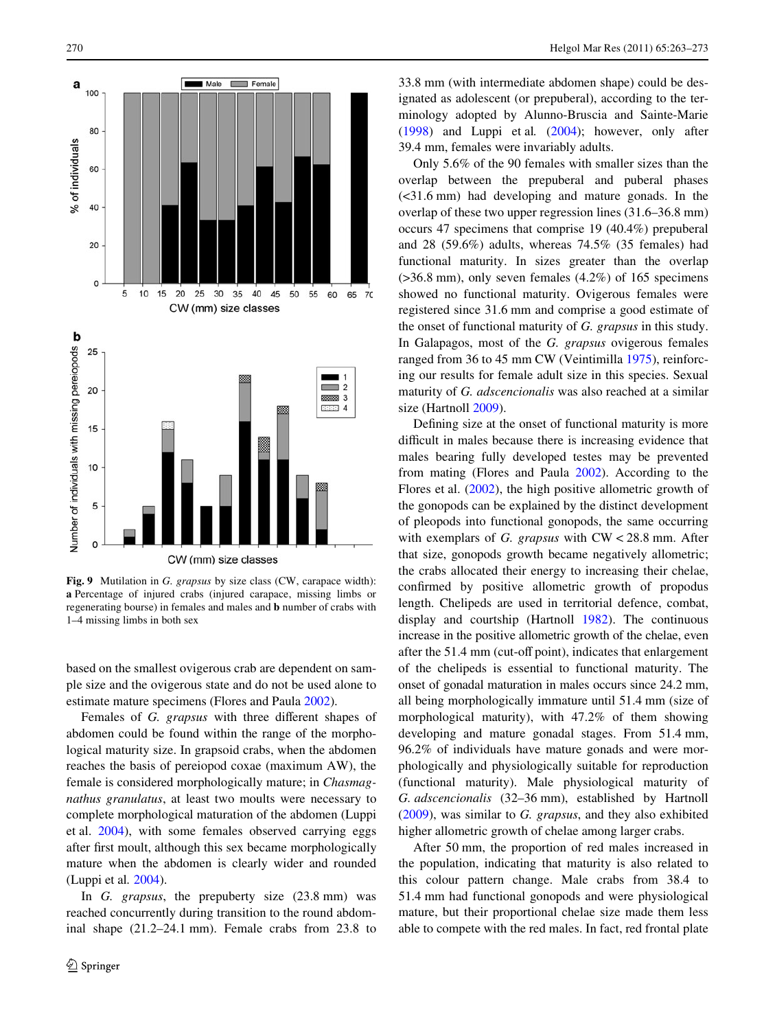**Fig. 9** Mutilation in *G. grapsus* by size class (CW, carapace width): **a** Percentage of injured crabs (injured carapace, missing limbs or regenerating bourse) in females and males and **b** number of crabs with 1–4 missing limbs in both sex

based on the smallest ovigerous crab are dependent on sample size and the ovigerous state and do not be used alone to estimate mature specimens (Flores and Paula 2002).

Females of *G. grapsus* with three different shapes of abdomen could be found within the range of the morphological maturity size. In grapsoid crabs, when the abdomen reaches the basis of pereiopod coxae (maximum AW), the female is considered morphologically mature; in *Chasmagnathus granulatus*, at least two moults were necessary to complete morphological maturation of the abdomen (Luppi et al. 2004), with some females observed carrying eggs after first moult, although this sex became morphologically mature when the abdomen is clearly wider and rounded (Luppi et al. 2004).

In *G. grapsus*, the prepuberty size (23.8 mm) was reached concurrently during transition to the round abdominal shape (21.2–24.1 mm). Female crabs from 23.8 to 33.8 mm (with intermediate abdomen shape) could be designated as adolescent (or prepuberal), according to the terminology adopted by Alunno-Bruscia and Sainte-Marie (1998) and Luppi et al. (2004); however, only after 39.4 mm, females were invariably adults.

Only 5.6% of the 90 females with smaller sizes than the overlap between the prepuberal and puberal phases (<31.6 mm) had developing and mature gonads. In the overlap of these two upper regression lines (31.6–36.8 mm) occurs 47 specimens that comprise 19 (40.4%) prepuberal and 28 (59.6%) adults, whereas 74.5% (35 females) had functional maturity. In sizes greater than the overlap (>36.8 mm), only seven females (4.2%) of 165 specimens showed no functional maturity. Ovigerous females were registered since 31.6 mm and comprise a good estimate of the onset of functional maturity of *G. grapsus* in this study. In Galapagos, most of the *G. grapsus* ovigerous females ranged from 36 to 45 mm CW (Veintimilla 1975), reinforcing our results for female adult size in this species. Sexual maturity of *G. adscencionalis* was also reached at a similar size (Hartnoll 2009).

Defining size at the onset of functional maturity is more difficult in males because there is increasing evidence that males bearing fully developed testes may be prevented from mating (Flores and Paula 2002). According to the Flores et al. (2002), the high positive allometric growth of the gonopods can be explained by the distinct development of pleopods into functional gonopods, the same occurring with exemplars of *G. grapsus* with CW < 28.8 mm. After that size, gonopods growth became negatively allometric; the crabs allocated their energy to increasing their chelae, confirmed by positive allometric growth of propodus length. Chelipeds are used in territorial defence, combat, display and courtship (Hartnoll 1982). The continuous increase in the positive allometric growth of the chelae, even after the 51.4 mm (cut-off point), indicates that enlargement of the chelipeds is essential to functional maturity. The onset of gonadal maturation in males occurs since 24.2 mm, all being morphologically immature until 51.4 mm (size of morphological maturity), with 47.2% of them showing developing and mature gonadal stages. From 51.4 mm, 96.2% of individuals have mature gonads and were morphologically and physiologically suitable for reproduction (functional maturity). Male physiological maturity of *G. adscencionalis* (32–36 mm), established by Hartnoll (2009), was similar to *G. grapsus*, and they also exhibited higher allometric growth of chelae among larger crabs.

After 50 mm, the proportion of red males increased in the population, indicating that maturity is also related to this colour pattern change. Male crabs from 38.4 to 51.4 mm had functional gonopods and were physiological mature, but their proportional chelae size made them less able to compete with the red males. In fact, red frontal plate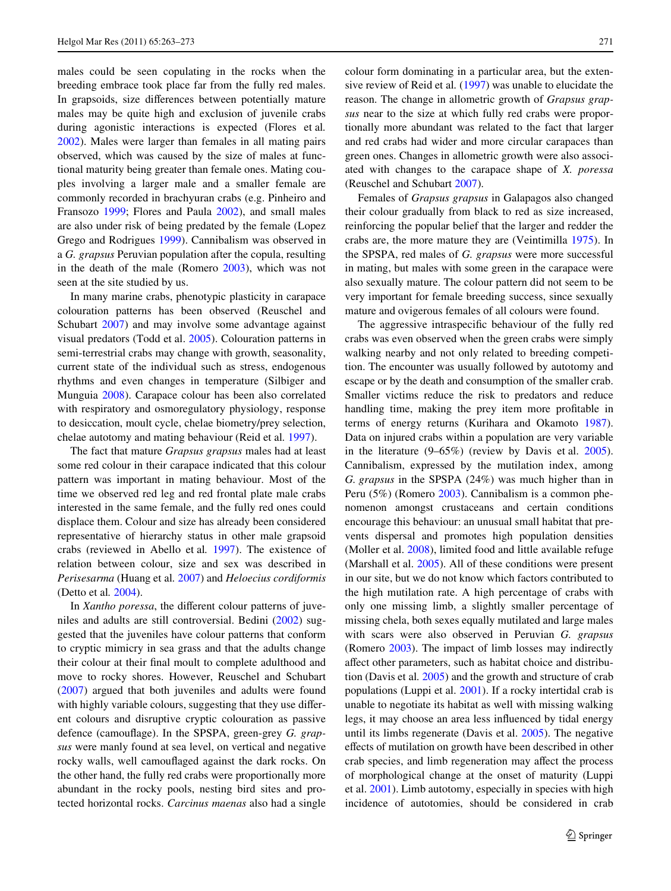males could be seen copulating in the rocks when the breeding embrace took place far from the fully red males. In grapsoids, size differences between potentially mature males may be quite high and exclusion of juvenile crabs during agonistic interactions is expected (Flores et al. 2002). Males were larger than females in all mating pairs observed, which was caused by the size of males at functional maturity being greater than female ones. Mating couples involving a larger male and a smaller female are commonly recorded in brachyuran crabs (e.g. Pinheiro and Fransozo 1999; Flores and Paula 2002), and small males are also under risk of being predated by the female (Lopez Grego and Rodrigues 1999). Cannibalism was observed in a *G. grapsus* Peruvian population after the copula, resulting in the death of the male (Romero 2003), which was not seen at the site studied by us.

In many marine crabs, phenotypic plasticity in carapace colouration patterns has been observed (Reuschel and Schubart 2007) and may involve some advantage against visual predators (Todd et al. 2005). Colouration patterns in semi-terrestrial crabs may change with growth, seasonality, current state of the individual such as stress, endogenous rhythms and even changes in temperature (Silbiger and Munguia 2008). Carapace colour has been also correlated with respiratory and osmoregulatory physiology, response to desiccation, moult cycle, chelae biometry/prey selection, chelae autotomy and mating behaviour (Reid et al. 1997).

The fact that mature *Grapsus grapsus* males had at least some red colour in their carapace indicated that this colour pattern was important in mating behaviour. Most of the time we observed red leg and red frontal plate male crabs interested in the same female, and the fully red ones could displace them. Colour and size has already been considered representative of hierarchy status in other male grapsoid crabs (reviewed in Abello et al. 1997). The existence of relation between colour, size and sex was described in *Perisesarma* (Huang et al. 2007) and *Heloecius cordiformis* (Detto et al. 2004).

In *Xantho poressa*, the different colour patterns of juveniles and adults are still controversial. Bedini (2002) suggested that the juveniles have colour patterns that conform to cryptic mimicry in sea grass and that the adults change their colour at their final moult to complete adulthood and move to rocky shores. However, Reuschel and Schubart (2007) argued that both juveniles and adults were found with highly variable colours, suggesting that they use different colours and disruptive cryptic colouration as passive defence (camouflage). In the SPSPA, green-grey *G. grapsus* were manly found at sea level, on vertical and negative rocky walls, well camouflaged against the dark rocks. On the other hand, the fully red crabs were proportionally more abundant in the rocky pools, nesting bird sites and protected horizontal rocks. *Carcinus maenas* also had a single colour form dominating in a particular area, but the extensive review of Reid et al. (1997) was unable to elucidate the reason. The change in allometric growth of *Grapsus grapsus* near to the size at which fully red crabs were proportionally more abundant was related to the fact that larger and red crabs had wider and more circular carapaces than green ones. Changes in allometric growth were also associated with changes to the carapace shape of *X. poressa* (Reuschel and Schubart 2007).

Females of *Grapsus grapsus* in Galapagos also changed their colour gradually from black to red as size increased, reinforcing the popular belief that the larger and redder the crabs are, the more mature they are (Veintimilla 1975). In the SPSPA, red males of *G. grapsus* were more successful in mating, but males with some green in the carapace were also sexually mature. The colour pattern did not seem to be very important for female breeding success, since sexually mature and ovigerous females of all colours were found.

The aggressive intraspecific behaviour of the fully red crabs was even observed when the green crabs were simply walking nearby and not only related to breeding competition. The encounter was usually followed by autotomy and escape or by the death and consumption of the smaller crab. Smaller victims reduce the risk to predators and reduce handling time, making the prey item more profitable in terms of energy returns (Kurihara and Okamoto 1987). Data on injured crabs within a population are very variable in the literature (9–65%) (review by Davis et al. 2005). Cannibalism, expressed by the mutilation index, among *G. grapsus* in the SPSPA (24%) was much higher than in Peru (5%) (Romero 2003). Cannibalism is a common phenomenon amongst crustaceans and certain conditions encourage this behaviour: an unusual small habitat that prevents dispersal and promotes high population densities (Moller et al. 2008), limited food and little available refuge (Marshall et al. 2005). All of these conditions were present in our site, but we do not know which factors contributed to the high mutilation rate. A high percentage of crabs with only one missing limb, a slightly smaller percentage of missing chela, both sexes equally mutilated and large males with scars were also observed in Peruvian *G. grapsus* (Romero 2003). The impact of limb losses may indirectly affect other parameters, such as habitat choice and distribution (Davis et al. 2005) and the growth and structure of crab populations (Luppi et al. 2001). If a rocky intertidal crab is unable to negotiate its habitat as well with missing walking legs, it may choose an area less influenced by tidal energy until its limbs regenerate (Davis et al. 2005). The negative effects of mutilation on growth have been described in other crab species, and limb regeneration may affect the process of morphological change at the onset of maturity (Luppi et al. 2001). Limb autotomy, especially in species with high incidence of autotomies, should be considered in crab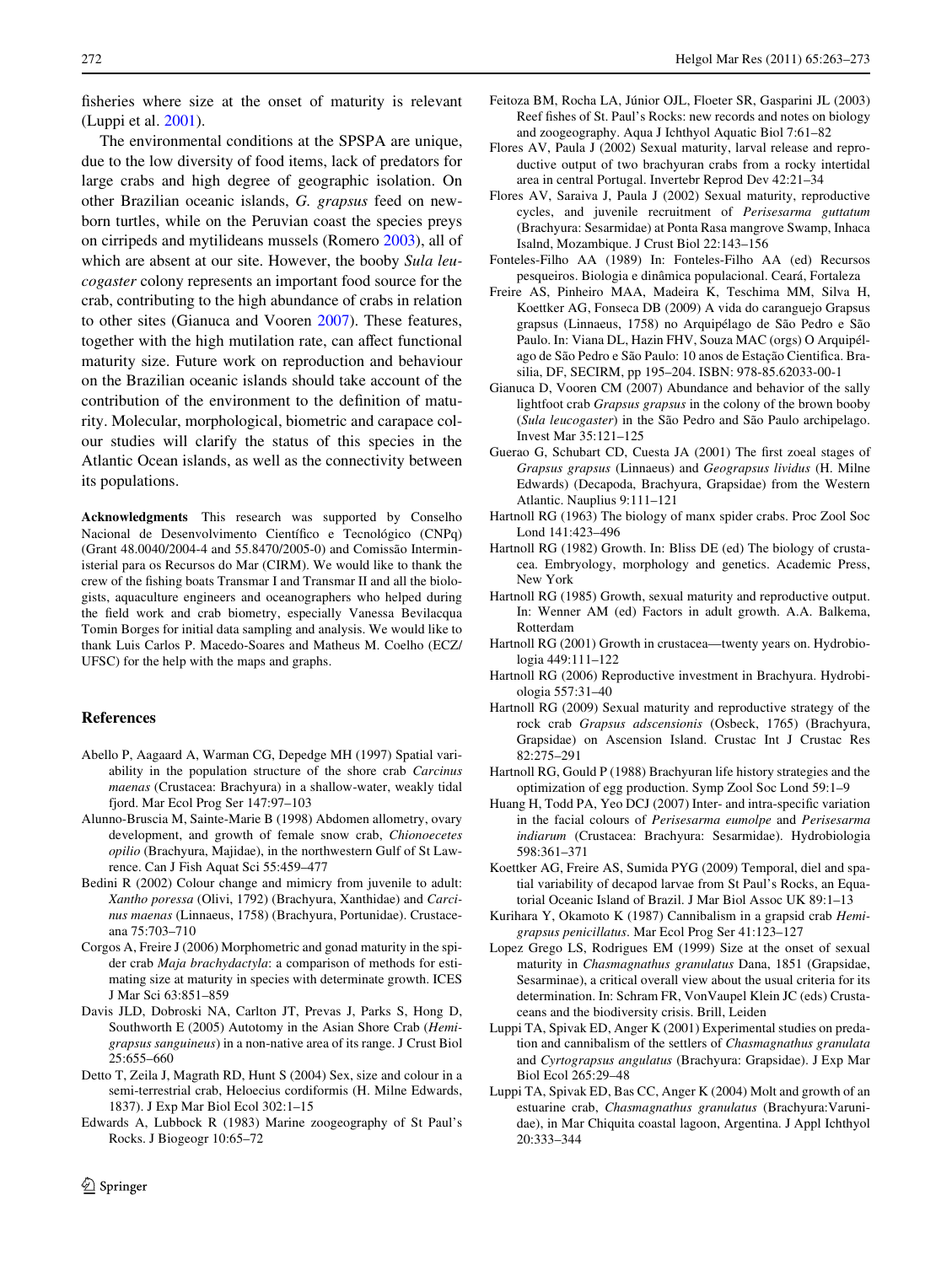fisheries where size at the onset of maturity is relevant (Luppi et al. 2001).

The environmental conditions at the SPSPA are unique, due to the low diversity of food items, lack of predators for large crabs and high degree of geographic isolation. On other Brazilian oceanic islands, *G. grapsus* feed on newborn turtles, while on the Peruvian coast the species preys on cirripeds and mytilideans mussels (Romero 2003), all of which are absent at our site. However, the booby *Sula leucogaster* colony represents an important food source for the crab, contributing to the high abundance of crabs in relation to other sites (Gianuca and Vooren 2007). These features, together with the high mutilation rate, can affect functional maturity size. Future work on reproduction and behaviour on the Brazilian oceanic islands should take account of the contribution of the environment to the definition of maturity. Molecular, morphological, biometric and carapace colour studies will clarify the status of this species in the Atlantic Ocean islands, as well as the connectivity between its populations.

**Acknowledgments** This research was supported by Conselho Nacional de Desenvolvimento Científico e Tecnológico (CNPq) (Grant 48.0040/2004-4 and 55.8470/2005-0) and Comissão Interministerial para os Recursos do Mar (CIRM). We would like to thank the crew of the fishing boats Transmar I and Transmar II and all the biologists, aquaculture engineers and oceanographers who helped during the field work and crab biometry, especially Vanessa Bevilacqua Tomin Borges for initial data sampling and analysis. We would like to thank Luis Carlos P. Macedo-Soares and Matheus M. Coelho (ECZ/UFSC) for the help with the maps and graphs.

## References

Abello P, Aagaard A, Warman CG, Depedge MH (1997) Spatial variability in the population structure of the shore crab *Carcinus maenas* (Crustacea: Brachyura) in a shallow-water, weakly tidal fjord. Mar Ecol Prog Ser 147:97–103

Alunno-Bruscia M, Sainte-Marie B (1998) Abdomen allometry, ovary development, and growth of female snow crab, *Chionoecetes opilio* (Brachyura, Majidae), in the northwestern Gulf of St Lawrence. Can J Fish Aquat Sci 55:459–477

Bedini R (2002) Colour change and mimicry from juvenile to adult: *Xantho poressa* (Olivi, 1792) (Brachyura, Xanthidae) and *Carcinus maenas* (Linnaeus, 1758) (Brachyura, Portunidae). Crustaceana 75:703–710

Corgos A, Freire J (2006) Morphometric and gonad maturity in the spider crab *Maja brachydactyla*: a comparison of methods for estimating size at maturity in species with determinate growth. ICES J Mar Sci 63:851–859

Davis JLD, Dobroski NA, Carlton JT, Prevas J, Parks S, Hong D, Southworth E (2005) Autotomy in the Asian Shore Crab (*Hemigrapsus sanguineus*) in a non-native area of its range. J Crust Biol 25:655–660

Detto T, Zeila J, Magrath RD, Hunt S (2004) Sex, size and colour in a semi-terrestrial crab, Heloecius cordiformis (H. Milne Edwards, 1837). J Exp Mar Biol Ecol 302:1–15

Edwards A, Lubbock R (1983) Marine zoogeography of St Paul's Rocks. J Biogeogr 10:65–72

Feitoza BM, Rocha LA, Júnior OJL, Floeter SR, Gasparini JL (2003) Reef fishes of St. Paul's Rocks: new records and notes on biology and zoogeography. Aqua J Ichthyol Aquatic Biol 7:61–82

Flores AV, Paula J (2002) Sexual maturity, larval release and reproductive output of two brachyuran crabs from a rocky intertidal area in central Portugal. Invertebr Reprod Dev 42:21–34

Flores AV, Saraiva J, Paula J (2002) Sexual maturity, reproductive cycles, and juvenile recruitment of *Perisesarma guttatum* (Brachyura: Sesarmidae) at Ponta Rasa mangrove Swamp, Inhaca Isalnd, Mozambique. J Crust Biol 22:143–156

Fonteles-Filho AA (1989) In: Fonteles-Filho AA (ed) Recursos pesqueiros. Biologia e dinâmica populacional. Ceará, Fortaleza

Freire AS, Pinheiro MAA, Madeira K, Teschima MM, Silva H, Koettker AG, Fonseca DB (2009) A vida do caranguejo Grapsus grapsus (Linnaeus, 1758) no Arquipélago de São Pedro e São Paulo. In: Viana DL, Hazin FHV, Souza MAC (orgs) O Arquipélago de São Pedro e São Paulo: 10 anos de Estação Científica. Brasilia, DF, SECIRM, pp 195–204. ISBN: 978-85.62033-00-1

Gianuca D, Vooren CM (2007) Abundance and behavior of the sally lightfoot crab *Grapsus grapsus* in the colony of the brown booby (*Sula leucogaster*) in the São Pedro and São Paulo archipelago. Invest Mar 35:121–125

Guerao G, Schubart CD, Cuesta JA (2001) The first zoeal stages of *Grapsus grapsus* (Linnaeus) and *Geograpsus lividus* (H. Milne Edwards) (Decapoda, Brachyura, Grapsidae) from the Western Atlantic. Nauplius 9:111–121

Hartnoll RG (1963) The biology of manx spider crabs. Proc Zool Soc Lond 141:423–496

Hartnoll RG (1982) Growth. In: Bliss DE (ed) The biology of crustacea. Embryology, morphology and genetics. Academic Press, New York

Hartnoll RG (1985) Growth, sexual maturity and reproductive output. In: Wenner AM (ed) Factors in adult growth. A.A. Balkema, Rotterdam

Hartnoll RG (2001) Growth in crustacea—twenty years on. Hydrobiologia 449:111–122

Hartnoll RG (2006) Reproductive investment in Brachyura. Hydrobiologia 557:31–40

Hartnoll RG (2009) Sexual maturity and reproductive strategy of the rock crab *Grapsus adscensionis* (Osbeck, 1765) (Brachyura, Grapsidae) on Ascension Island. Crustac Int J Crustac Res 82:275–291

Hartnoll RG, Gould P (1988) Brachyuran life history strategies and the optimization of egg production. Symp Zool Soc Lond 59:1–9

Huang H, Todd PA, Yeo DCJ (2007) Inter- and intra-specific variation in the facial colours of *Perisesarma eumolpe* and *Perisesarma indiarum* (Crustacea: Brachyura: Sesarmidae). Hydrobiologia 598:361–371

Koettker AG, Freire AS, Sumida PYG (2009) Temporal, diel and spatial variability of decapod larvae from St Paul's Rocks, an Equatorial Oceanic Island of Brazil. J Mar Biol Assoc UK 89:1–13

Kurihara Y, Okamoto K (1987) Cannibalism in a grapsid crab *Hemigrapsus penicillatus*. Mar Ecol Prog Ser 41:123–127

Lopez Grego LS, Rodrigues EM (1999) Size at the onset of sexual maturity in *Chasmagnathus granulatus* Dana, 1851 (Grapsidae, Sesarminae), a critical overall view about the usual criteria for its determination. In: Schram FR, VonVaupel Klein JC (eds) Crustaceans and the biodiversity crisis. Brill, Leiden

Luppi TA, Spivak ED, Anger K (2001) Experimental studies on predation and cannibalism of the settlers of *Chasmagnathus granulata* and *Cyrtograpsus angulatus* (Brachyura: Grapsidae). J Exp Mar Biol Ecol 265:29–48

Luppi TA, Spivak ED, Bas CC, Anger K (2004) Molt and growth of an estuarine crab, *Chasmagnathus granulatus* (Brachyura:Varunidae), in Mar Chiquita coastal lagoon, Argentina. J Appl Ichthyol 20:333–344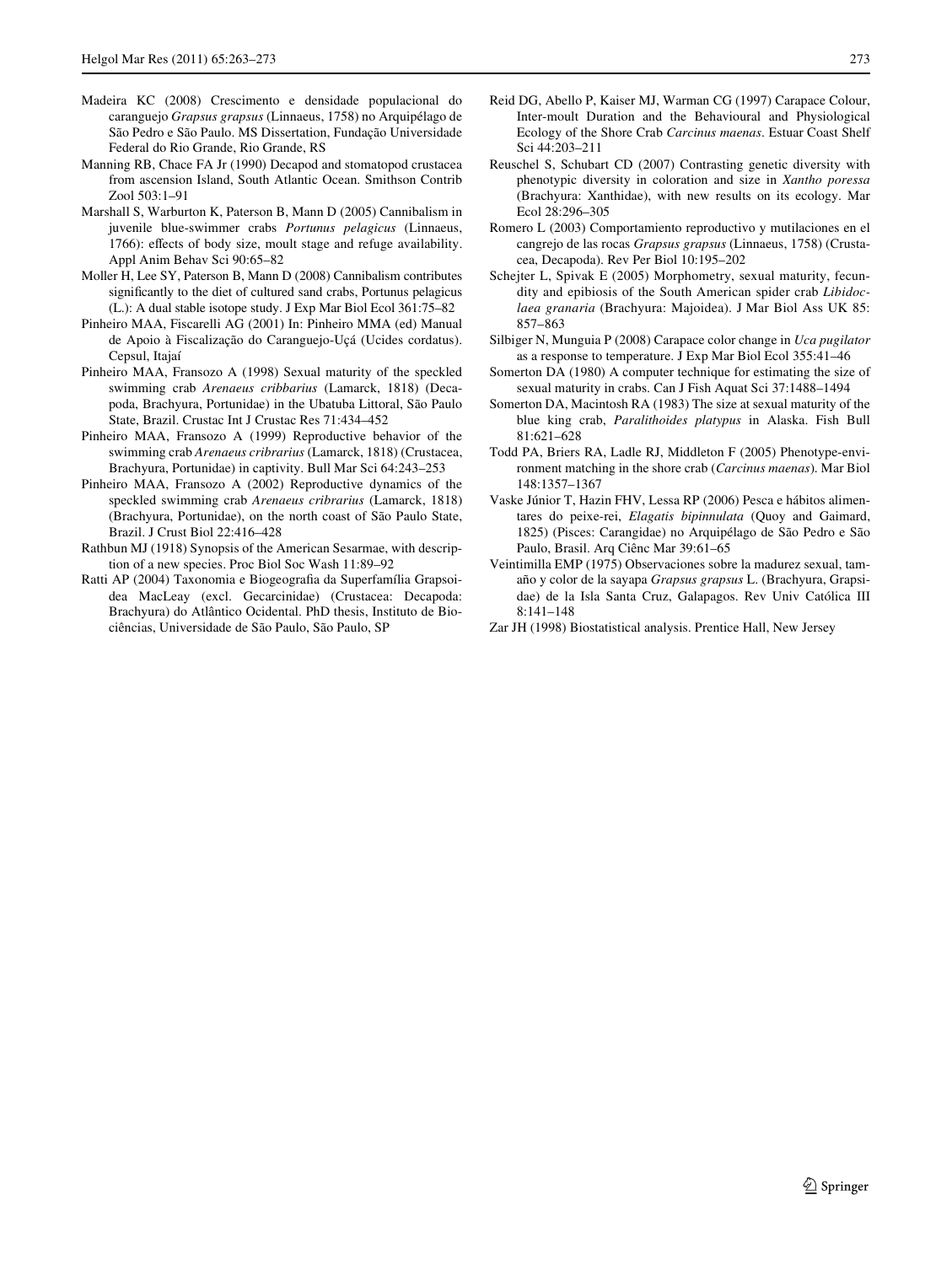Madeira KC (2008) Crescimento e densidade populacional do caranguejo *Grapsus grapsus* (Linnaeus, 1758) no Arquipélago de São Pedro e São Paulo. MS Dissertation, Fundação Universidade Federal do Rio Grande, Rio Grande, RS

Manning RB, Chace FA Jr (1990) Decapod and stomatopod crustacea from ascension Island, South Atlantic Ocean. Smithson Contrib Zool 503:1–91

Marshall S, Warburton K, Paterson B, Mann D (2005) Cannibalism in juvenile blue-swimmer crabs *Portunus pelagicus* (Linnaeus, 1766): effects of body size, moult stage and refuge availability. Appl Anim Behav Sci 90:65–82

Moller H, Lee SY, Paterson B, Mann D (2008) Cannibalism contributes significantly to the diet of cultured sand crabs, Portunus pelagicus (L.): A dual stable isotope study. J Exp Mar Biol Ecol 361:75–82

Pinheiro MAA, Fiscarelli AG (2001) In: Pinheiro MMA (ed) Manual de Apoio à Fiscalização do Caranguejo-Uçá (Ucides cordatus). Cepsul, Itajaí

Pinheiro MAA, Fransozo A (1998) Sexual maturity of the speckled swimming crab *Arenaeus cribbarius* (Lamarck, 1818) (Decapoda, Brachyura, Portunidae) in the Ubatuba Littoral, São Paulo State, Brazil. Crustac Int J Crustac Res 71:434–452

Pinheiro MAA, Fransozo A (1999) Reproductive behavior of the swimming crab *Arenaeus cribrarius* (Lamarck, 1818) (Crustacea, Brachyura, Portunidae) in captivity. Bull Mar Sci 64:243–253

Pinheiro MAA, Fransozo A (2002) Reproductive dynamics of the speckled swimming crab *Arenaeus cribrarius* (Lamarck, 1818) (Brachyura, Portunidae), on the north coast of São Paulo State, Brazil. J Crust Biol 22:416–428

Rathbun MJ (1918) Synopsis of the American Sesarmae, with description of a new species. Proc Biol Soc Wash 11:89–92

Ratti AP (2004) Taxonomia e Biogeografia da Superfamília Grapsoidea MacLeay (excl. Gecarcinidae) (Crustacea: Decapoda: Brachyura) do Atlântico Ocidental. PhD thesis, Instituto de Biociências, Universidade de São Paulo, São Paulo, SP

Reid DG, Abello P, Kaiser MJ, Warman CG (1997) Carapace Colour, Inter-moult Duration and the Behavioural and Physiological Ecology of the Shore Crab *Carcinus maenas*. Estuar Coast Shelf Sci 44:203–211

Reuschel S, Schubart CD (2007) Contrasting genetic diversity with phenotypic diversity in coloration and size in *Xantho poressa* (Brachyura: Xanthidae), with new results on its ecology. Mar Ecol 28:296–305

Romero L (2003) Comportamiento reproductivo y mutilaciones en el cangrejo de las rocas *Grapsus grapsus* (Linnaeus, 1758) (Crustacea, Decapoda). Rev Per Biol 10:195–202

Schejter L, Spivak E (2005) Morphometry, sexual maturity, fecundity and epibiosis of the South American spider crab *Libidoclaea granaria* (Brachyura: Majoidea). J Mar Biol Ass UK 85: 857–863

Silbiger N, Munguia P (2008) Carapace color change in *Uca pugilator* as a response to temperature. J Exp Mar Biol Ecol 355:41–46

Somerton DA (1980) A computer technique for estimating the size of sexual maturity in crabs. Can J Fish Aquat Sci 37:1488–1494

Somerton DA, Macintosh RA (1983) The size at sexual maturity of the blue king crab, *Paralithoides platypus* in Alaska. Fish Bull 81:621–628

Todd PA, Briers RA, Ladle RJ, Middleton F (2005) Phenotype-environment matching in the shore crab (*Carcinus maenas*). Mar Biol 148:1357–1367

Vaske Júnior T, Hazin FHV, Lessa RP (2006) Pesca e hábitos alimentares do peixe-rei, *Elagatis bipinnulata* (Quoy and Gaimard, 1825) (Pisces: Carangidae) no Arquipélago de São Pedro e São Paulo, Brasil. Arq Ciênc Mar 39:61–65

Veintimilla EMP (1975) Observaciones sobre la madurez sexual, tamaño y color de la sayapa *Grapsus grapsus* L. (Brachyura, Grapsidae) de la Isla Santa Cruz, Galapagos. Rev Univ Católica III 8:141–148

Zar JH (1998) Biostatistical analysis. Prentice Hall, New Jersey